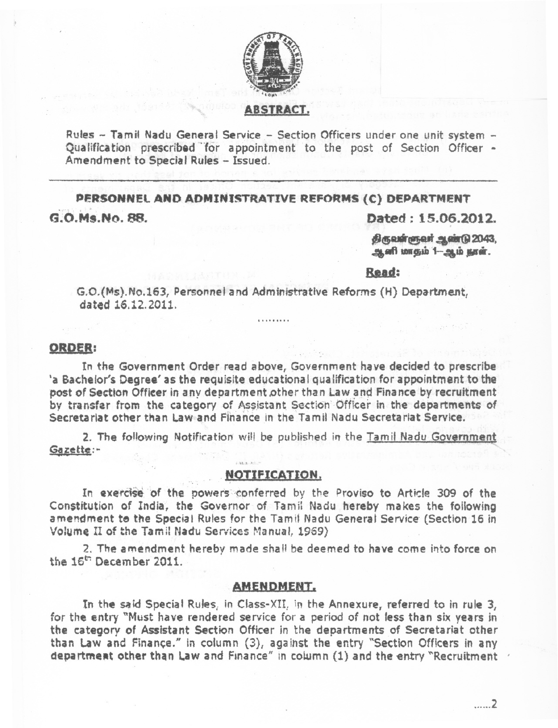## ABSTRACT.

Rules – Tamil Nadu General Service – Section Officers under one unit system – Qualification prescribed for appointment to the post of Section Officer - Amendment to Special Rules – Issued.

---

## PERSONNEL AND ADMINISTRATIVE REFORMS (C) DEPARTMENT

**G.O.Ms.No. 88.** **Dated : 15.06.2012.**

திருவள்ளுவர் ஆண்டு 2043,
ஆனி மாதம் 1–ஆம் நாள்.

**Read:**

G.O.(Ms).No.163, Personnel and Administrative Reforms (H) Department, dated 16.12.2011.

.........

**ORDER:**

In the Government Order read above, Government have decided to prescribe 'a Bachelor's Degree' as the requisite educational qualification for appointment to the post of Section Officer in any department other than Law and Finance by recruitment by transfer from the category of Assistant Section Officer in the departments of Secretariat other than Law and Finance in the Tamil Nadu Secretariat Service.

2. The following Notification will be published in the Tamil Nadu Government Gazette:-

### NOTIFICATION.

In exercise of the powers conferred by the Proviso to Article 309 of the Constitution of India, the Governor of Tamil Nadu hereby makes the following amendment to the Special Rules for the Tamil Nadu General Service (Section 16 in Volume II of the Tamil Nadu Services Manual, 1969)

2. The amendment hereby made shall be deemed to have come into force on the 16th December 2011.

### AMENDMENT.

In the said Special Rules, in Class-XII, in the Annexure, referred to in rule 3, for the entry "Must have rendered service for a period of not less than six years in the category of Assistant Section Officer in the departments of Secretariat other than Law and Finance." in column (3), against the entry "Section Officers in any department other than Law and Finance" in column (1) and the entry "Recruitment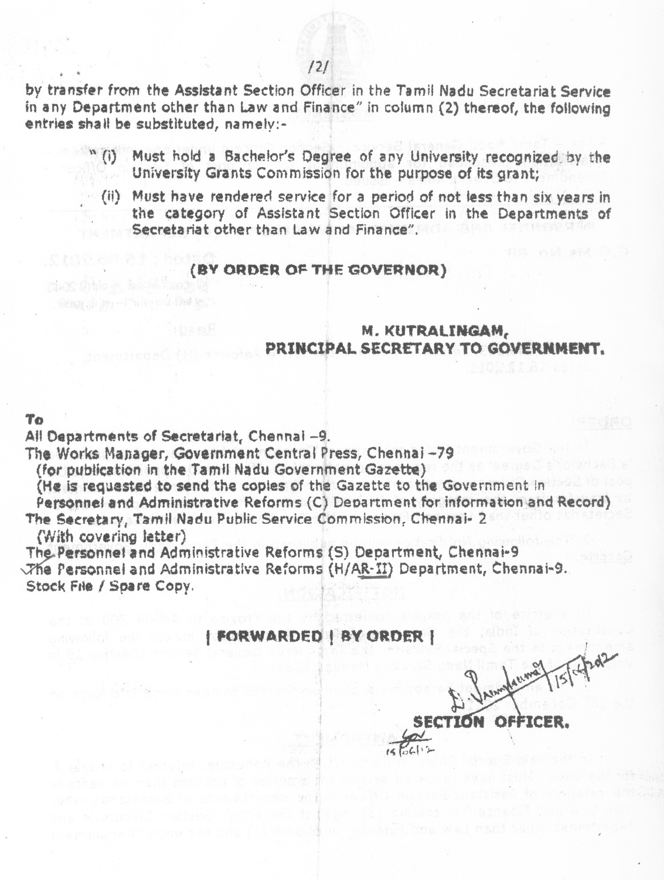by transfer from the Assistant Section Officer in the Tamil Nadu Secretariat Service in any Department other than Law and Finance" in column (2) thereof, the following entries shall be substituted, namely:-

" (i) Must hold a Bachelor's Degree of any University recognized by the University Grants Commission for the purpose of its grant;

(ii) Must have rendered service for a period of not less than six years in the category of Assistant Section Officer in the Departments of Secretariat other than Law and Finance".

**(BY ORDER OF THE GOVERNOR)**

**M. KUTRALINGAM,**
**PRINCIPAL SECRETARY TO GOVERNMENT.**

**To**

All Departments of Secretariat, Chennai -9.
The Works Manager, Government Central Press, Chennai -79
(for publication in the Tamil Nadu Government Gazette)
(He is requested to send the copies of the Gazette to the Government in Personnel and Administrative Reforms (C) Department for information and Record)
The Secretary, Tamil Nadu Public Service Commission, Chennai- 2
(With covering letter)
The Personnel and Administrative Reforms (S) Department, Chennai-9
The Personnel and Administrative Reforms (H/AR-II) Department, Chennai-9.
Stock File / Spare Copy.

**| FORWARDED | BY ORDER |**

15/06/2012

**SECTION OFFICER.**

15/06/12